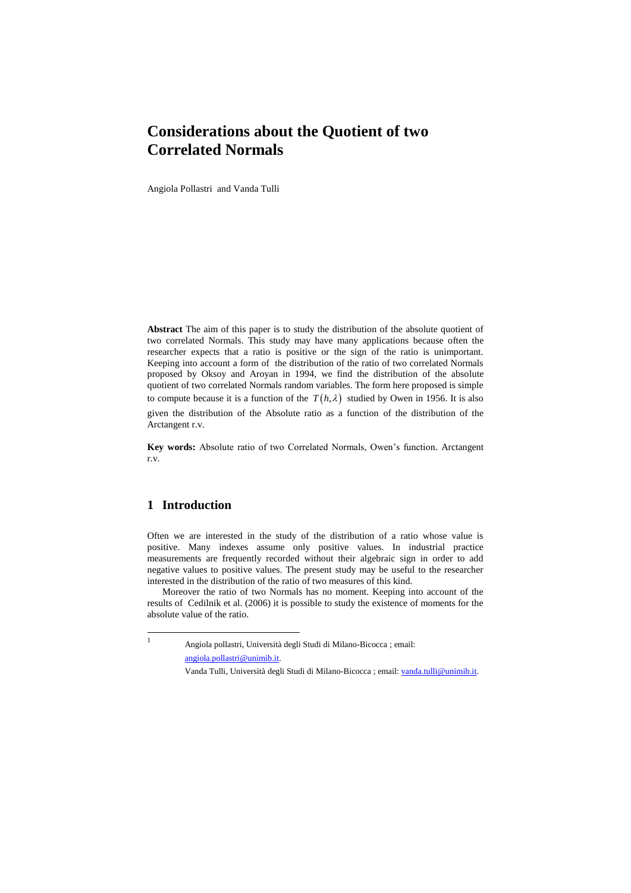# Considerations about the Quotient of two Correlated Normals

Angiola Pollastri and Vanda Tulli

**Abstract** The aim of this paper is to study the distribution of the absolute quotient of two correlated Normals. This study may have many applications because often the researcher expects that a ratio is positive or the sign of the ratio is unimportant. Keeping into account a form of the distribution of the ratio of two correlated Normals proposed by Oksoy and Aroyan in 1994, we find the distribution of the absolute quotient of two correlated Normals random variables. The form here proposed is simple to compute because it is a function of the $T(h,\lambda)$ studied by Owen in 1956. It is also given the distribution of the Absolute ratio as a function of the distribution of the Arctangent r.v.

**Key words:** Absolute ratio of two Correlated Normals, Owen's function. Arctangent r.v.

## 1 Introduction

Often we are interested in the study of the distribution of a ratio whose value is positive. Many indexes assume only positive values. In industrial practice measurements are frequently recorded without their algebraic sign in order to add negative values to positive values. The present study may be useful to the researcher interested in the distribution of the ratio of two measures of this kind.

Moreover the ratio of two Normals has no moment. Keeping into account of the results of Cedilnik et al. (2006) it is possible to study the existence of moments for the absolute value of the ratio.

[1] Angiola pollastri, Università degli Studi di Milano-Bicocca ; email: angiola.pollastri@unimib.it.
Vanda Tulli, Università degli Studi di Milano-Bicocca ; email: vanda.tulli@unimib.it.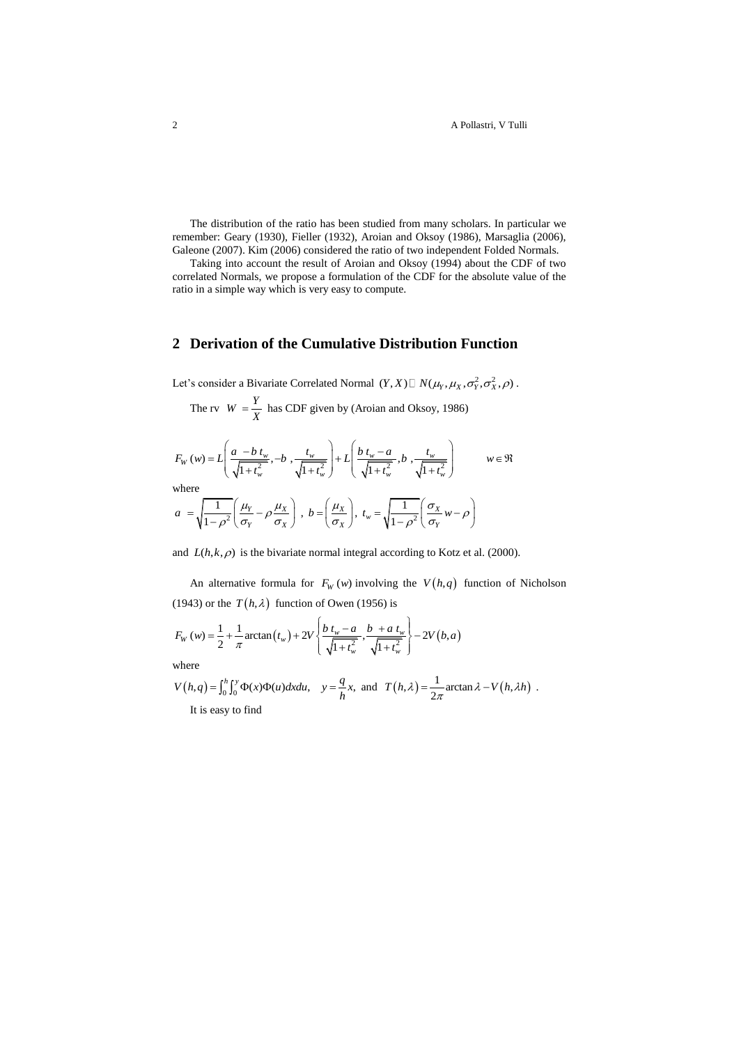The distribution of the ratio has been studied from many scholars. In particular we remember: Geary (1930), Fieller (1932), Aroian and Oksoy (1986), Marsaglia (2006), Galeone (2007). Kim (2006) considered the ratio of two independent Folded Normals.

Taking into account the result of Aroian and Oksoy (1994) about the CDF of two correlated Normals, we propose a formulation of the CDF for the absolute value of the ratio in a simple way which is very easy to compute.

## 2 Derivation of the Cumulative Distribution Function

Let's consider a Bivariate Correlated Normal $(Y, X) \sim N(\mu_Y, \mu_X, \sigma_Y^2, \sigma_X^2, \rho)$.

The rv $W = \dfrac{Y}{X}$ has CDF given by (Aroian and Oksoy, 1986)

$$F_W(w) = L\left(\frac{a - b\,t_w}{\sqrt{1+t_w^2}}, -b, \frac{t_w}{\sqrt{1+t_w^2}}\right) + L\left(\frac{b\,t_w - a}{\sqrt{1+t_w^2}}, b, \frac{t_w}{\sqrt{1+t_w^2}}\right) \qquad w \in \Re$$

where

$$a = \sqrt{\frac{1}{1-\rho^2}}\left(\frac{\mu_Y}{\sigma_Y} - \rho\frac{\mu_X}{\sigma_X}\right),\ b = \left(\frac{\mu_X}{\sigma_X}\right),\ t_w = \sqrt{\frac{1}{1-\rho^2}}\left(\frac{\sigma_X}{\sigma_Y}w - \rho\right)$$

and $L(h, k, \rho)$ is the bivariate normal integral according to Kotz et al. (2000).

An alternative formula for $F_W(w)$ involving the $V(h,q)$ function of Nicholson (1943) or the $T(h,\lambda)$ function of Owen (1956) is

$$F_W(w) = \frac{1}{2} + \frac{1}{\pi}\arctan(t_w) + 2V\left\{\frac{b\,t_w - a}{\sqrt{1+t_w^2}}, \frac{b + a\,t_w}{\sqrt{1+t_w^2}}\right\} - 2V(b,a)$$

where

$$V(h,q) = \int_0^h \int_0^y \Phi(x)\Phi(u)\,dx\,du, \quad y = \frac{q}{h}x, \text{ and } T(h,\lambda) = \frac{1}{2\pi}\arctan\lambda - V(h,\lambda h).$$

It is easy to find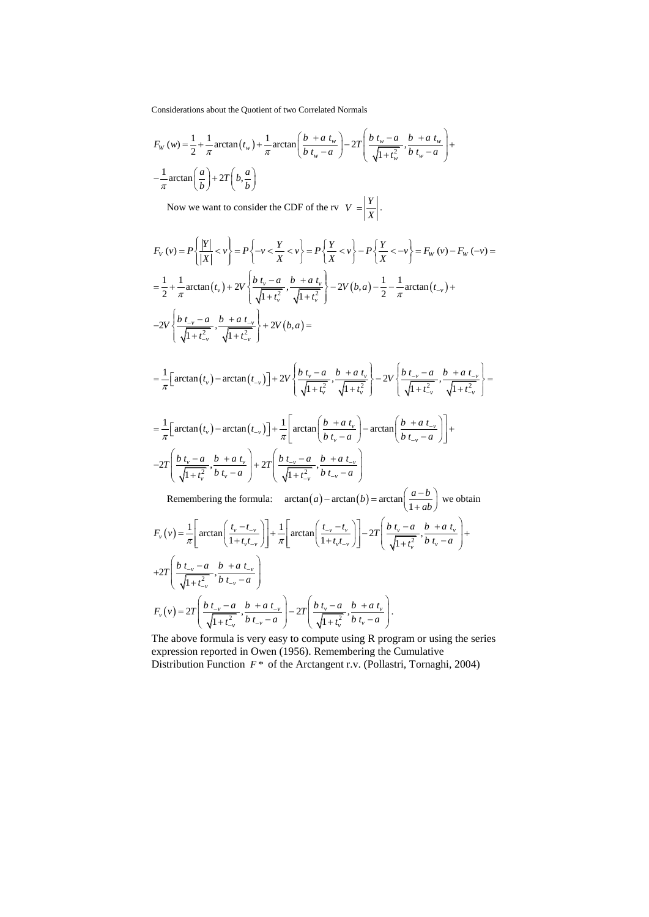$$F_W(w) = \frac{1}{2} + \frac{1}{\pi}\arctan(t_w) + \frac{1}{\pi}\arctan\left(\frac{b\ + a\ t_w}{b\ t_w - a}\right) - 2T\left(\frac{b\ t_w - a}{\sqrt{1+t_w^2}}, \frac{b\ + a\ t_w}{b\ t_w - a}\right) +$$

$$-\frac{1}{\pi}\arctan\left(\frac{a}{b}\right) + 2T\left(b, \frac{a}{b}\right)$$

Now we want to consider the CDF of the rv $V = \left|\frac{Y}{X}\right|$.

$$F_V(v) = P\left\{\frac{|Y|}{|X|} < v\right\} = P\left\{-v < \frac{Y}{X} < v\right\} = P\left\{\frac{Y}{X} < v\right\} - P\left\{\frac{Y}{X} < -v\right\} = F_W(v) - F_W(-v) =$$

$$= \frac{1}{2} + \frac{1}{\pi}\arctan(t_v) + 2V\left\{\frac{b\ t_v - a}{\sqrt{1+t_v^2}}, \frac{b\ + a\ t_v}{\sqrt{1+t_v^2}}\right\} - 2V(b,a) - \frac{1}{2} - \frac{1}{\pi}\arctan(t_{-v}) +$$

$$-2V\left\{\frac{b\ t_{-v} - a}{\sqrt{1+t_{-v}^2}}, \frac{b\ + a\ t_{-v}}{\sqrt{1+t_{-v}^2}}\right\} + 2V(b,a) =$$

$$= \frac{1}{\pi}\left[\arctan(t_v) - \arctan(t_{-v})\right] + 2V\left\{\frac{b\ t_v - a}{\sqrt{1+t_v^2}}, \frac{b\ + a\ t_v}{\sqrt{1+t_v^2}}\right\} - 2V\left\{\frac{b\ t_{-v} - a}{\sqrt{1+t_{-v}^2}}, \frac{b\ + a\ t_{-v}}{\sqrt{1+t_{-v}^2}}\right\} =$$

$$= \frac{1}{\pi}\left[\arctan(t_v) - \arctan(t_{-v})\right] + \frac{1}{\pi}\left[\arctan\left(\frac{b\ + a\ t_v}{b\ t_v - a}\right) - \arctan\left(\frac{b\ + a\ t_{-v}}{b\ t_{-v} - a}\right)\right] +$$

$$-2T\left(\frac{b\ t_v - a}{\sqrt{1+t_v^2}}, \frac{b\ + a\ t_v}{b\ t_v - a}\right) + 2T\left(\frac{b\ t_{-v} - a}{\sqrt{1+t_{-v}^2}}, \frac{b\ + a\ t_{-v}}{b\ t_{-v} - a}\right)$$

Remembering the formula: $\arctan(a) - \arctan(b) = \arctan\left(\frac{a-b}{1+ab}\right)$ we obtain

$$F_v(v) = \frac{1}{\pi}\left[\arctan\left(\frac{t_v - t_{-v}}{1 + t_v t_{-v}}\right)\right] + \frac{1}{\pi}\left[\arctan\left(\frac{t_{-v} - t_v}{1 + t_v t_{-v}}\right)\right] - 2T\left(\frac{b\ t_v - a}{\sqrt{1+t_v^2}}, \frac{b\ + a\ t_v}{b\ t_v - a}\right) +$$

$$+2T\left(\frac{b\ t_{-v} - a}{\sqrt{1+t_{-v}^2}}, \frac{b\ + a\ t_{-v}}{b\ t_{-v} - a}\right)$$

$$F_v(v) = 2T\left(\frac{b\ t_{-v} - a}{\sqrt{1+t_{-v}^2}}, \frac{b\ + a\ t_{-v}}{b\ t_{-v} - a}\right) - 2T\left(\frac{b\ t_v - a}{\sqrt{1+t_v^2}}, \frac{b\ + a\ t_v}{b\ t_v - a}\right).$$

The above formula is very easy to compute using R program or using the series expression reported in Owen (1956). Remembering the Cumulative Distribution Function $F^*$ of the Arctangent r.v. (Pollastri, Tornaghi, 2004)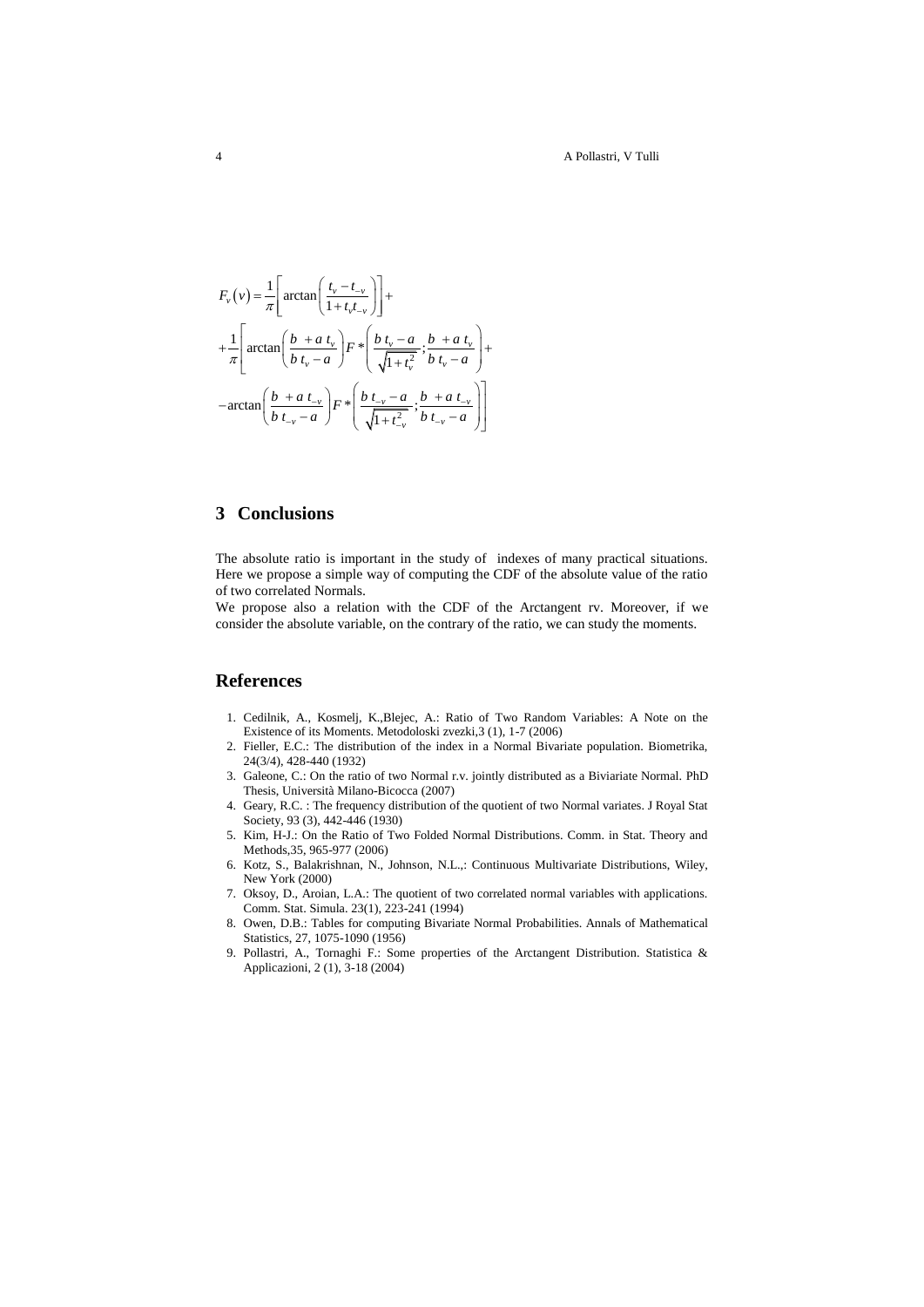$$
\begin{aligned}
F_v(v) &= \frac{1}{\pi}\left[\arctan\left(\frac{t_v - t_{-v}}{1 + t_v t_{-v}}\right)\right] + \\
&+ \frac{1}{\pi}\left[\arctan\left(\frac{b\ + a\ t_v}{b\ t_v - a}\right) F*\left(\frac{b\ t_v - a}{\sqrt{1+t_v^2}}; \frac{b\ + a\ t_v}{b\ t_v - a}\right) + \right. \\
&\left. -\arctan\left(\frac{b\ + a\ t_{-v}}{b\ t_{-v} - a}\right) F*\left(\frac{b\ t_{-v} - a}{\sqrt{1+t_{-v}^2}}; \frac{b\ + a\ t_{-v}}{b\ t_{-v} - a}\right)\right]
\end{aligned}
$$

## 3 Conclusions

The absolute ratio is important in the study of indexes of many practical situations. Here we propose a simple way of computing the CDF of the absolute value of the ratio of two correlated Normals.

We propose also a relation with the CDF of the Arctangent rv. Moreover, if we consider the absolute variable, on the contrary of the ratio, we can study the moments.

## References

1. Cedilnik, A., Kosmelj, K.,Blejec, A.: Ratio of Two Random Variables: A Note on the Existence of its Moments. Metodoloski zvezki,3 (1), 1-7 (2006)
2. Fieller, E.C.: The distribution of the index in a Normal Bivariate population. Biometrika, 24(3/4), 428-440 (1932)
3. Galeone, C.: On the ratio of two Normal r.v. jointly distributed as a Biviariate Normal. PhD Thesis, Università Milano-Bicocca (2007)
4. Geary, R.C. : The frequency distribution of the quotient of two Normal variates. J Royal Stat Society, 93 (3), 442-446 (1930)
5. Kim, H-J.: On the Ratio of Two Folded Normal Distributions. Comm. in Stat. Theory and Methods,35, 965-977 (2006)
6. Kotz, S., Balakrishnan, N., Johnson, N.L.,: Continuous Multivariate Distributions, Wiley, New York (2000)
7. Oksoy, D., Aroian, L.A.: The quotient of two correlated normal variables with applications. Comm. Stat. Simula. 23(1), 223-241 (1994)
8. Owen, D.B.: Tables for computing Bivariate Normal Probabilities. Annals of Mathematical Statistics, 27, 1075-1090 (1956)
9. Pollastri, A., Tornaghi F.: Some properties of the Arctangent Distribution. Statistica & Applicazioni, 2 (1), 3-18 (2004)